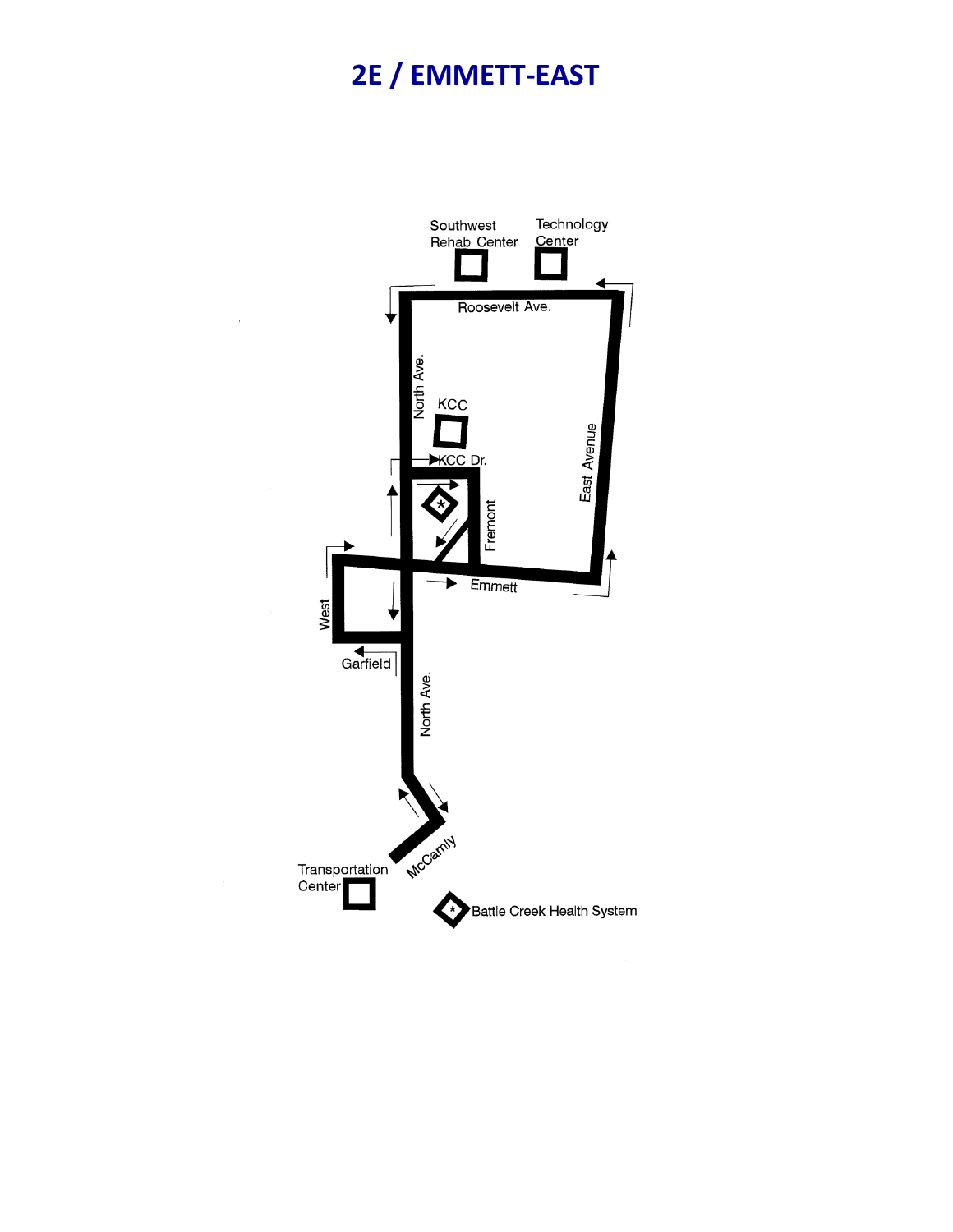# 2E / EMMETT-EAST

Southwest Rehab Center

Technology Center

Roosevelt Ave.

North Ave.

KCC

KCC Dr.

Fremont

East Avenue

Emmett

West

Garfield

North Ave.

McCamly

Transportation Center

Battle Creek Health System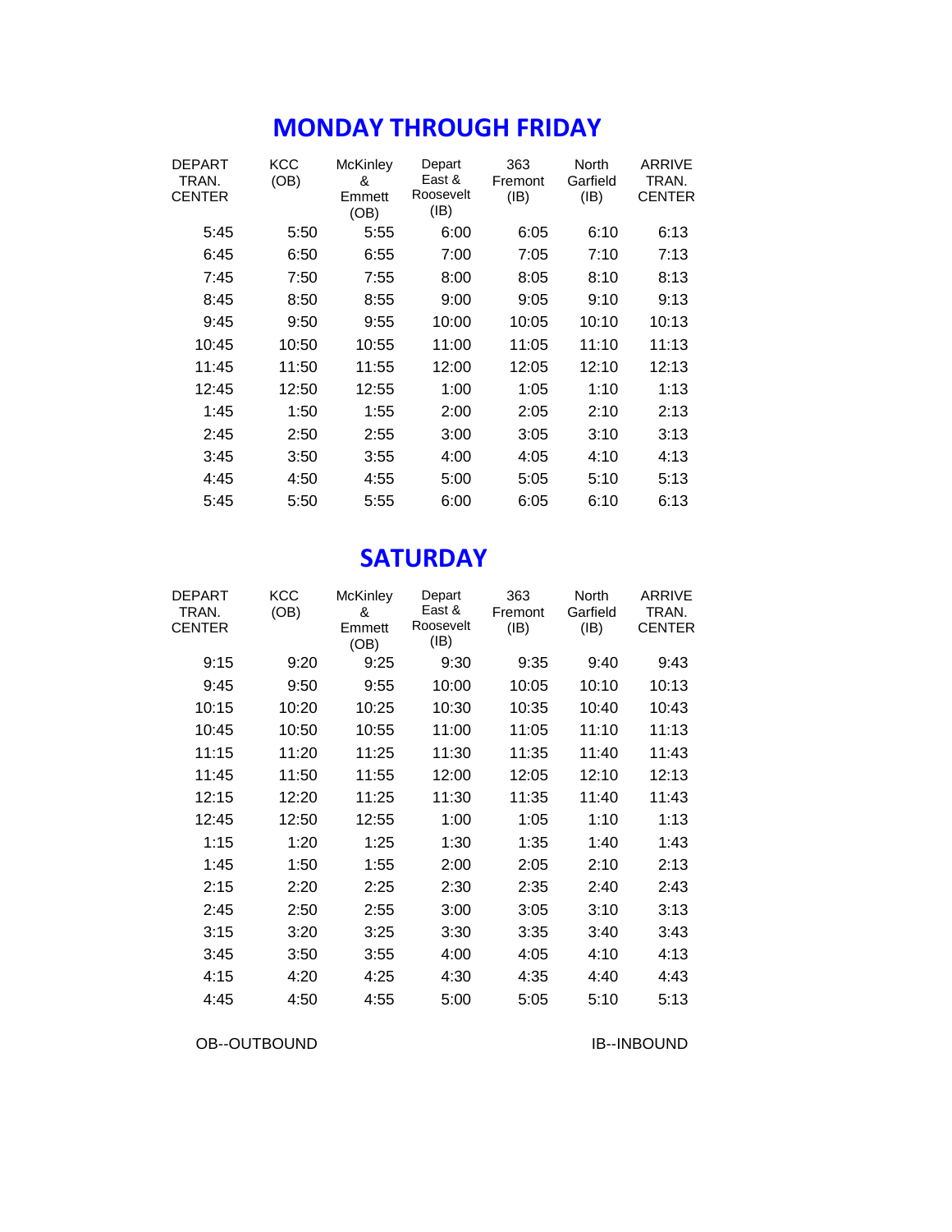## MONDAY THROUGH FRIDAY

| DEPART TRAN. CENTER | KCC (OB) | McKinley & Emmett (OB) | Depart East & Roosevelt (IB) | 363 Fremont (IB) | North Garfield (IB) | ARRIVE TRAN. CENTER |
|---|---|---|---|---|---|---|
| 5:45 | 5:50 | 5:55 | 6:00 | 6:05 | 6:10 | 6:13 |
| 6:45 | 6:50 | 6:55 | 7:00 | 7:05 | 7:10 | 7:13 |
| 7:45 | 7:50 | 7:55 | 8:00 | 8:05 | 8:10 | 8:13 |
| 8:45 | 8:50 | 8:55 | 9:00 | 9:05 | 9:10 | 9:13 |
| 9:45 | 9:50 | 9:55 | 10:00 | 10:05 | 10:10 | 10:13 |
| 10:45 | 10:50 | 10:55 | 11:00 | 11:05 | 11:10 | 11:13 |
| 11:45 | 11:50 | 11:55 | 12:00 | 12:05 | 12:10 | 12:13 |
| 12:45 | 12:50 | 12:55 | 1:00 | 1:05 | 1:10 | 1:13 |
| 1:45 | 1:50 | 1:55 | 2:00 | 2:05 | 2:10 | 2:13 |
| 2:45 | 2:50 | 2:55 | 3:00 | 3:05 | 3:10 | 3:13 |
| 3:45 | 3:50 | 3:55 | 4:00 | 4:05 | 4:10 | 4:13 |
| 4:45 | 4:50 | 4:55 | 5:00 | 5:05 | 5:10 | 5:13 |
| 5:45 | 5:50 | 5:55 | 6:00 | 6:05 | 6:10 | 6:13 |

## SATURDAY

| DEPART TRAN. CENTER | KCC (OB) | McKinley & Emmett (OB) | Depart East & Roosevelt (IB) | 363 Fremont (IB) | North Garfield (IB) | ARRIVE TRAN. CENTER |
|---|---|---|---|---|---|---|
| 9:15 | 9:20 | 9:25 | 9:30 | 9:35 | 9:40 | 9:43 |
| 9:45 | 9:50 | 9:55 | 10:00 | 10:05 | 10:10 | 10:13 |
| 10:15 | 10:20 | 10:25 | 10:30 | 10:35 | 10:40 | 10:43 |
| 10:45 | 10:50 | 10:55 | 11:00 | 11:05 | 11:10 | 11:13 |
| 11:15 | 11:20 | 11:25 | 11:30 | 11:35 | 11:40 | 11:43 |
| 11:45 | 11:50 | 11:55 | 12:00 | 12:05 | 12:10 | 12:13 |
| 12:15 | 12:20 | 11:25 | 11:30 | 11:35 | 11:40 | 11:43 |
| 12:45 | 12:50 | 12:55 | 1:00 | 1:05 | 1:10 | 1:13 |
| 1:15 | 1:20 | 1:25 | 1:30 | 1:35 | 1:40 | 1:43 |
| 1:45 | 1:50 | 1:55 | 2:00 | 2:05 | 2:10 | 2:13 |
| 2:15 | 2:20 | 2:25 | 2:30 | 2:35 | 2:40 | 2:43 |
| 2:45 | 2:50 | 2:55 | 3:00 | 3:05 | 3:10 | 3:13 |
| 3:15 | 3:20 | 3:25 | 3:30 | 3:35 | 3:40 | 3:43 |
| 3:45 | 3:50 | 3:55 | 4:00 | 4:05 | 4:10 | 4:13 |
| 4:15 | 4:20 | 4:25 | 4:30 | 4:35 | 4:40 | 4:43 |
| 4:45 | 4:50 | 4:55 | 5:00 | 5:05 | 5:10 | 5:13 |

OB--OUTBOUND IB--INBOUND